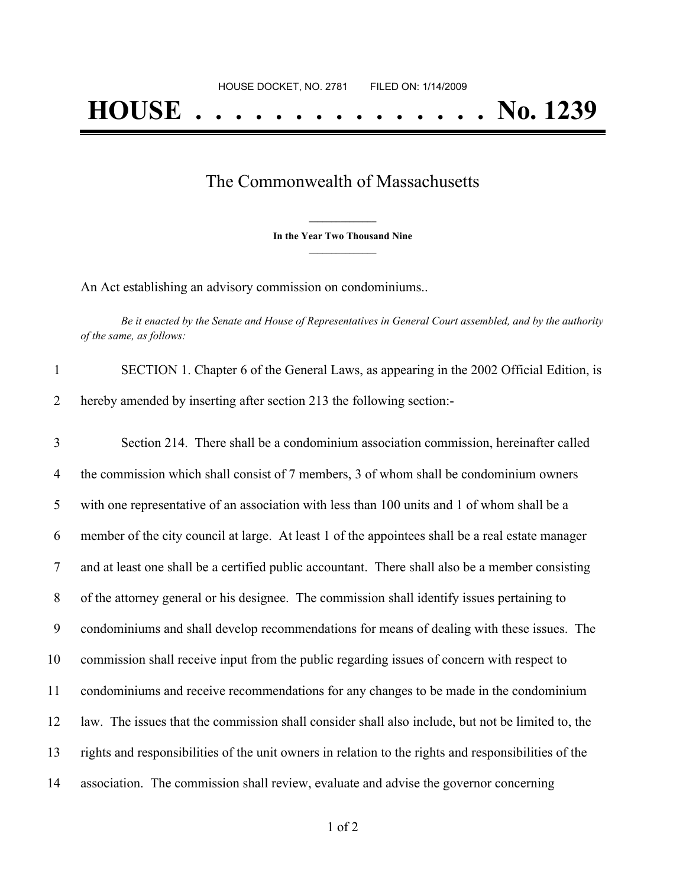HOUSE DOCKET, NO. 2781 FILED ON: 1/14/2009

# HOUSE . . . . . . . . . . . . . . . No. 1239

## The Commonwealth of Massachusetts

**In the Year Two Thousand Nine**

An Act establishing an advisory commission on condominiums..

*Be it enacted by the Senate and House of Representatives in General Court assembled, and by the authority of the same, as follows:*

1 SECTION 1. Chapter 6 of the General Laws, as appearing in the 2002 Official Edition, is
2 hereby amended by inserting after section 213 the following section:-

3 Section 214. There shall be a condominium association commission, hereinafter called
4 the commission which shall consist of 7 members, 3 of whom shall be condominium owners
5 with one representative of an association with less than 100 units and 1 of whom shall be a
6 member of the city council at large. At least 1 of the appointees shall be a real estate manager
7 and at least one shall be a certified public accountant. There shall also be a member consisting
8 of the attorney general or his designee. The commission shall identify issues pertaining to
9 condominiums and shall develop recommendations for means of dealing with these issues. The
10 commission shall receive input from the public regarding issues of concern with respect to
11 condominiums and receive recommendations for any changes to be made in the condominium
12 law. The issues that the commission shall consider shall also include, but not be limited to, the
13 rights and responsibilities of the unit owners in relation to the rights and responsibilities of the
14 association. The commission shall review, evaluate and advise the governor concerning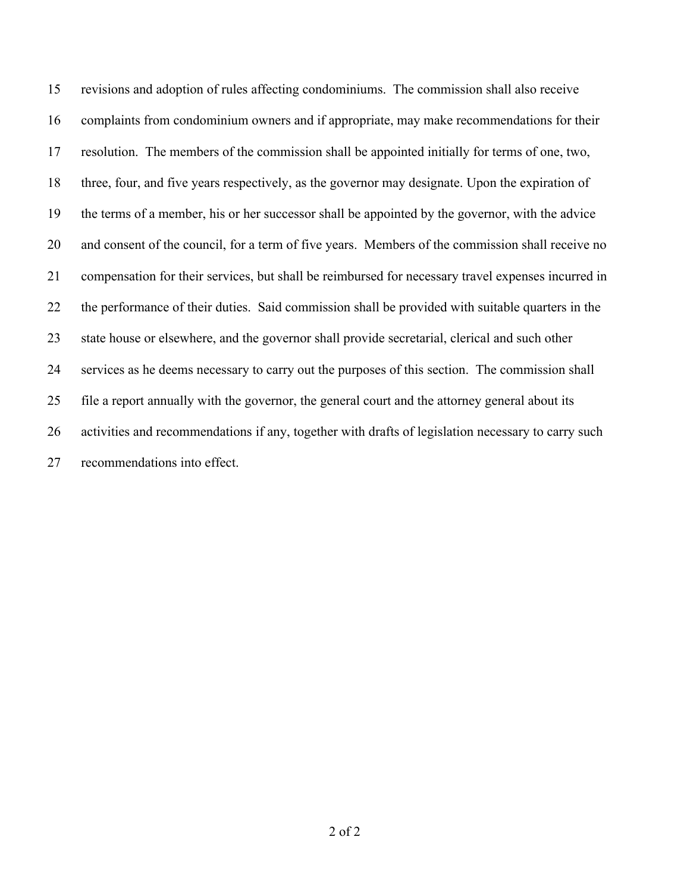revisions and adoption of rules affecting condominiums. The commission shall also receive complaints from condominium owners and if appropriate, may make recommendations for their resolution. The members of the commission shall be appointed initially for terms of one, two, three, four, and five years respectively, as the governor may designate. Upon the expiration of the terms of a member, his or her successor shall be appointed by the governor, with the advice and consent of the council, for a term of five years. Members of the commission shall receive no compensation for their services, but shall be reimbursed for necessary travel expenses incurred in the performance of their duties. Said commission shall be provided with suitable quarters in the state house or elsewhere, and the governor shall provide secretarial, clerical and such other services as he deems necessary to carry out the purposes of this section. The commission shall file a report annually with the governor, the general court and the attorney general about its activities and recommendations if any, together with drafts of legislation necessary to carry such recommendations into effect.